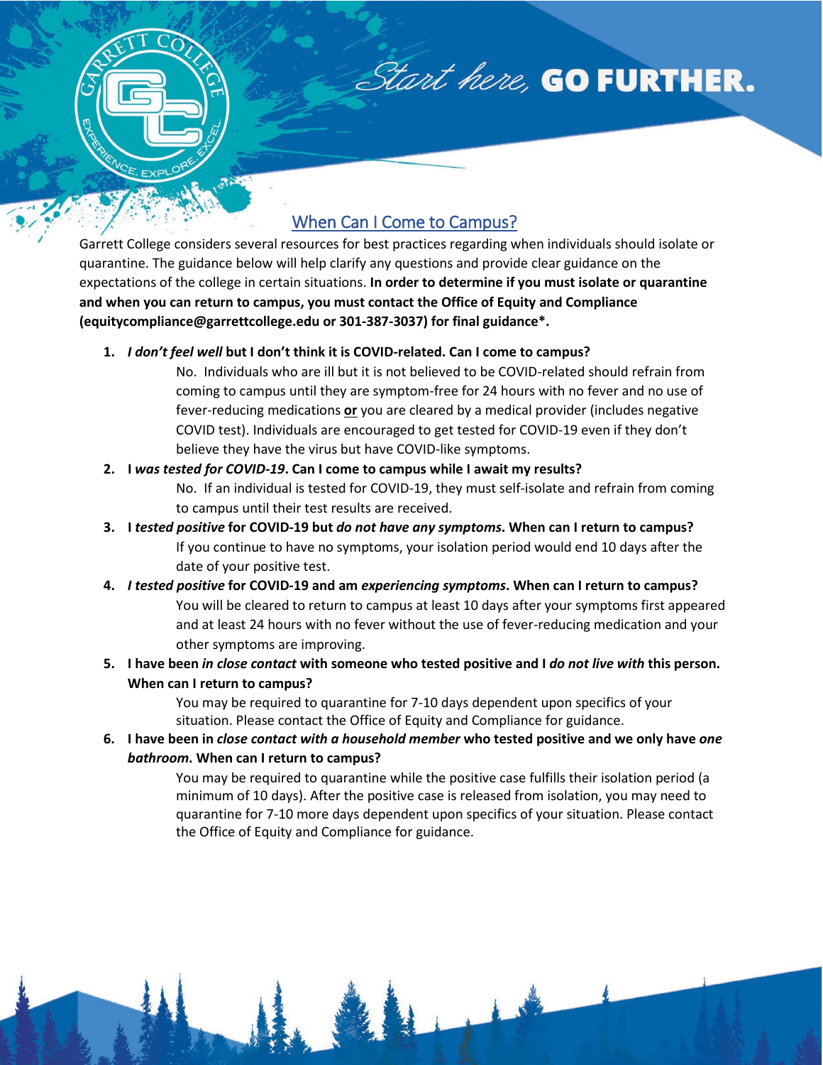Start here, **GO FURTHER.**

## When Can I Come to Campus?

Garrett College considers several resources for best practices regarding when individuals should isolate or quarantine. The guidance below will help clarify any questions and provide clear guidance on the expectations of the college in certain situations. **In order to determine if you must isolate or quarantine and when you can return to campus, you must contact the Office of Equity and Compliance (equitycompliance@garrettcollege.edu or 301-387-3037) for final guidance*.**

1. ***I don't feel well* but I don't think it is COVID-related. Can I come to campus?**

   No. Individuals who are ill but it is not believed to be COVID-related should refrain from coming to campus until they are symptom-free for 24 hours with no fever and no use of fever-reducing medications **or** you are cleared by a medical provider (includes negative COVID test). Individuals are encouraged to get tested for COVID-19 even if they don't believe they have the virus but have COVID-like symptoms.

2. **I *was tested for COVID-19*. Can I come to campus while I await my results?**

   No. If an individual is tested for COVID-19, they must self-isolate and refrain from coming to campus until their test results are received.

3. **I *tested positive* for COVID-19 but *do not have any symptoms*. When can I return to campus?**

   If you continue to have no symptoms, your isolation period would end 10 days after the date of your positive test.

4. ***I tested positive* for COVID-19 and am *experiencing symptoms*. When can I return to campus?**

   You will be cleared to return to campus at least 10 days after your symptoms first appeared and at least 24 hours with no fever without the use of fever-reducing medication and your other symptoms are improving.

5. **I have been *in close contact* with someone who tested positive and I *do not live with* this person. When can I return to campus?**

   You may be required to quarantine for 7-10 days dependent upon specifics of your situation. Please contact the Office of Equity and Compliance for guidance.

6. **I have been in *close contact with a household member* who tested positive and we only have *one bathroom*. When can I return to campus?**

   You may be required to quarantine while the positive case fulfills their isolation period (a minimum of 10 days). After the positive case is released from isolation, you may need to quarantine for 7-10 more days dependent upon specifics of your situation. Please contact the Office of Equity and Compliance for guidance.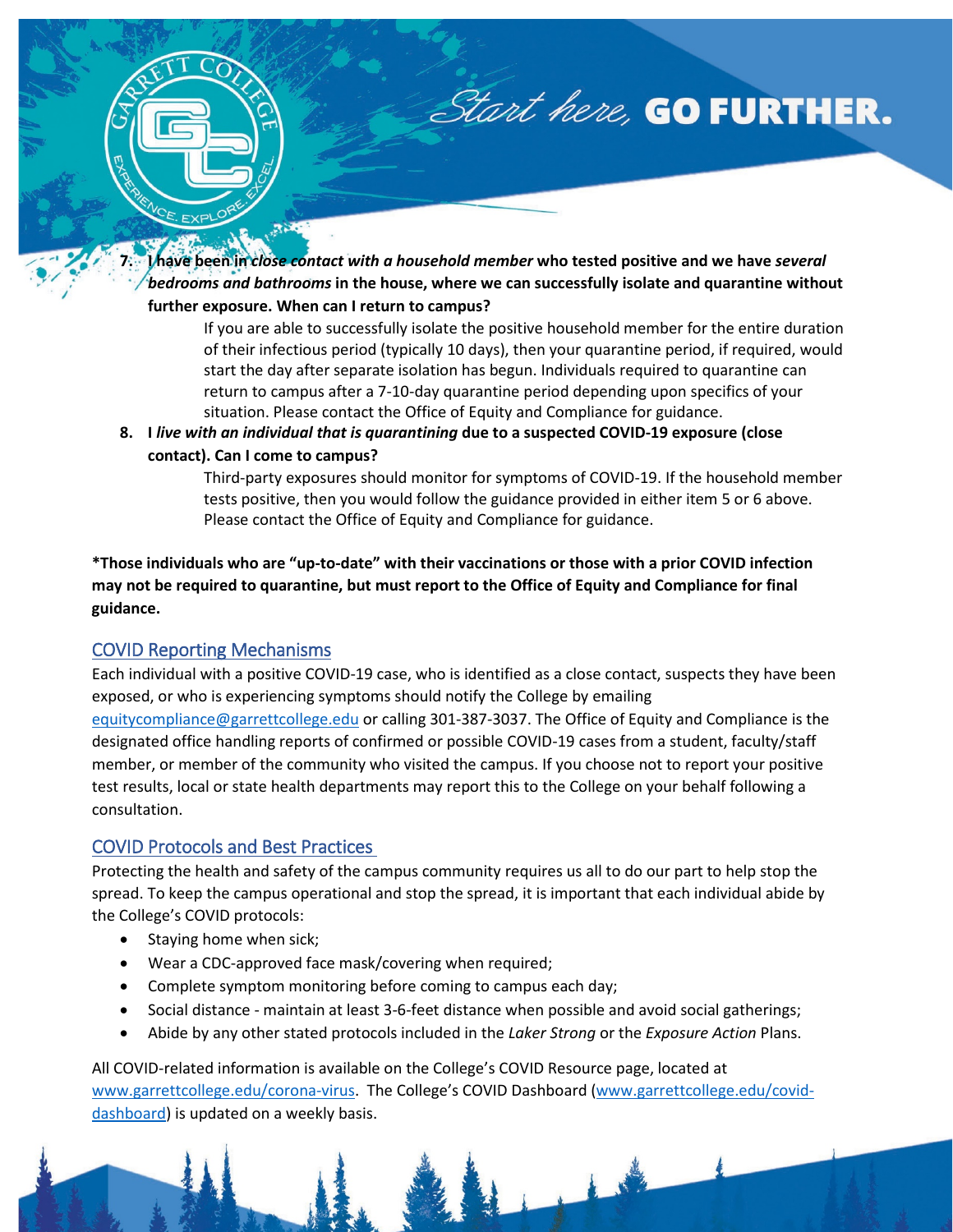7. **I have been in *close contact with a household member* who tested positive and we have *several bedrooms and bathrooms* in the house, where we can successfully isolate and quarantine without further exposure. When can I return to campus?**

   If you are able to successfully isolate the positive household member for the entire duration of their infectious period (typically 10 days), then your quarantine period, if required, would start the day after separate isolation has begun. Individuals required to quarantine can return to campus after a 7-10-day quarantine period depending upon specifics of your situation. Please contact the Office of Equity and Compliance for guidance.

8. **I *live with an individual that is quarantining* due to a suspected COVID-19 exposure (close contact). Can I come to campus?**

   Third-party exposures should monitor for symptoms of COVID-19. If the household member tests positive, then you would follow the guidance provided in either item 5 or 6 above. Please contact the Office of Equity and Compliance for guidance.

**\*Those individuals who are "up-to-date" with their vaccinations or those with a prior COVID infection may not be required to quarantine, but must report to the Office of Equity and Compliance for final guidance.**

## COVID Reporting Mechanisms

Each individual with a positive COVID-19 case, who is identified as a close contact, suspects they have been exposed, or who is experiencing symptoms should notify the College by emailing equitycompliance@garrettcollege.edu or calling 301-387-3037. The Office of Equity and Compliance is the designated office handling reports of confirmed or possible COVID-19 cases from a student, faculty/staff member, or member of the community who visited the campus. If you choose not to report your positive test results, local or state health departments may report this to the College on your behalf following a consultation.

## COVID Protocols and Best Practices

Protecting the health and safety of the campus community requires us all to do our part to help stop the spread. To keep the campus operational and stop the spread, it is important that each individual abide by the College's COVID protocols:

- Staying home when sick;
- Wear a CDC-approved face mask/covering when required;
- Complete symptom monitoring before coming to campus each day;
- Social distance - maintain at least 3-6-feet distance when possible and avoid social gatherings;
- Abide by any other stated protocols included in the *Laker Strong* or the *Exposure Action* Plans.

All COVID-related information is available on the College's COVID Resource page, located at www.garrettcollege.edu/corona-virus. The College's COVID Dashboard (www.garrettcollege.edu/covid-dashboard) is updated on a weekly basis.